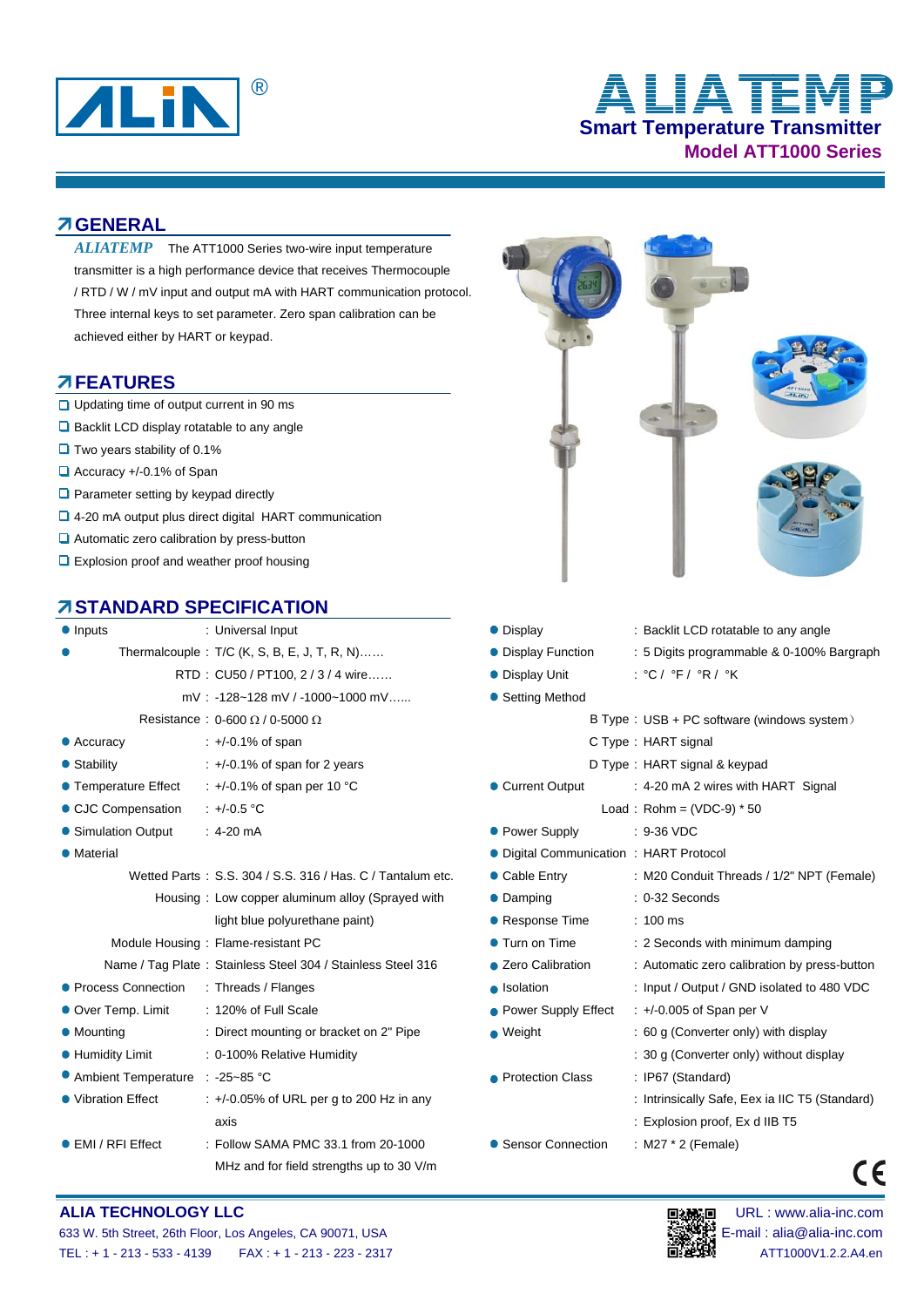# ALIN®

# ALIATEMP

## Smart Temperature Transmitter

### Model ATT1000 Series

## GENERAL

*ALIATEMP* The ATT1000 Series two-wire input temperature transmitter is a high performance device that receives Thermocouple / RTD / W / mV input and output mA with HART communication protocol. Three internal keys to set parameter. Zero span calibration can be achieved either by HART or keypad.

## FEATURES

- Updating time of output current in 90 ms
- Backlit LCD display rotatable to any angle
- Two years stability of 0.1%
- Accuracy +/-0.1% of Span
- Parameter setting by keypad directly
- 4-20 mA output plus direct digital HART communication
- Automatic zero calibration by press-button
- Explosion proof and weather proof housing

## STANDARD SPECIFICATION

- **Inputs** : Universal Input
  - Thermalcouple : T/C (K, S, B, E, J, T, R, N)……
  - RTD : CU50 / PT100, 2 / 3 / 4 wire……
  - mV : -128~128 mV / -1000~1000 mV......
  - Resistance : 0-600 Ω / 0-5000 Ω
- **Accuracy** : +/-0.1% of span
- **Stability** : +/-0.1% of span for 2 years
- **Temperature Effect** : +/-0.1% of span per 10 °C
- **CJC Compensation** : +/-0.5 °C
- **Simulation Output** : 4-20 mA
- **Material**
  - Wetted Parts : S.S. 304 / S.S. 316 / Has. C / Tantalum etc.
  - Housing : Low copper aluminum alloy (Sprayed with light blue polyurethane paint)
  - Module Housing : Flame-resistant PC
  - Name / Tag Plate : Stainless Steel 304 / Stainless Steel 316
- **Process Connection** : Threads / Flanges
- **Over Temp. Limit** : 120% of Full Scale
- **Mounting** : Direct mounting or bracket on 2" Pipe
- **Humidity Limit** : 0-100% Relative Humidity
- **Ambient Temperature** : -25~85 °C
- **Vibration Effect** : +/-0.05% of URL per g to 200 Hz in any axis
- **EMI / RFI Effect** : Follow SAMA PMC 33.1 from 20-1000 MHz and for field strengths up to 30 V/m
- **Display** : Backlit LCD rotatable to any angle
- **Display Function** : 5 Digits programmable & 0-100% Bargraph
- **Display Unit** : °C / °F / °R / °K
- **Setting Method**
  - B Type : USB + PC software (windows system)
  - C Type : HART signal
  - D Type : HART signal & keypad
- **Current Output** : 4-20 mA 2 wires with HART Signal
  - Load : Rohm = (VDC-9) * 50
- **Power Supply** : 9-36 VDC
- **Digital Communication** : HART Protocol
- **Cable Entry** : M20 Conduit Threads / 1/2" NPT (Female)
- **Damping** : 0-32 Seconds
- **Response Time** : 100 ms
- **Turn on Time** : 2 Seconds with minimum damping
- **Zero Calibration** : Automatic zero calibration by press-button
- **Isolation** : Input / Output / GND isolated to 480 VDC
- **Power Supply Effect** : +/-0.005 of Span per V
- **Weight** : 60 g (Converter only) with display
  - : 30 g (Converter only) without display
- **Protection Class** : IP67 (Standard)
  - : Intrinsically Safe, Eex ia IIC T5 (Standard)
  - : Explosion proof, Ex d IIB T5
- **Sensor Connection** : M27 * 2 (Female)

CE

**ALIA TECHNOLOGY LLC**
633 W. 5th Street, 26th Floor, Los Angeles, CA 90071, USA
TEL : + 1 - 213 - 533 - 4139 FAX : + 1 - 213 - 223 - 2317

URL : www.alia-inc.com
E-mail : alia@alia-inc.com
ATT1000V1.2.2.A4.en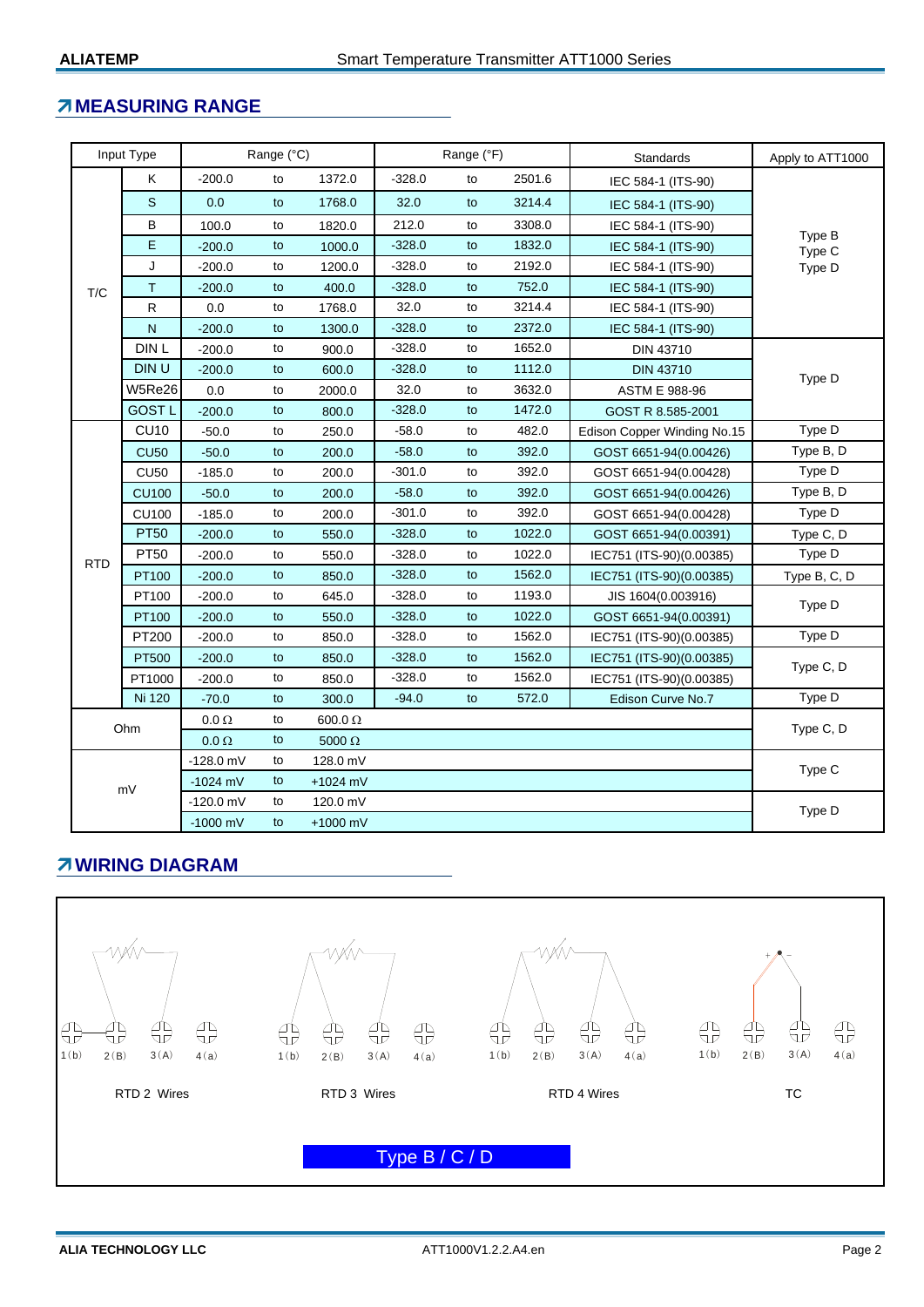## MEASURING RANGE

| Input Type | | Range (°C) | | | Range (°F) | | | Standards | Apply to ATT1000 |
|---|---|---|---|---|---|---|---|---|---|
| T/C | K | -200.0 | to | 1372.0 | -328.0 | to | 2501.6 | IEC 584-1 (ITS-90) | Type B<br>Type C<br>Type D |
| | S | 0.0 | to | 1768.0 | 32.0 | to | 3214.4 | IEC 584-1 (ITS-90) | |
| | B | 100.0 | to | 1820.0 | 212.0 | to | 3308.0 | IEC 584-1 (ITS-90) | |
| | E | -200.0 | to | 1000.0 | -328.0 | to | 1832.0 | IEC 584-1 (ITS-90) | |
| | J | -200.0 | to | 1200.0 | -328.0 | to | 2192.0 | IEC 584-1 (ITS-90) | |
| | T | -200.0 | to | 400.0 | -328.0 | to | 752.0 | IEC 584-1 (ITS-90) | |
| | R | 0.0 | to | 1768.0 | 32.0 | to | 3214.4 | IEC 584-1 (ITS-90) | |
| | N | -200.0 | to | 1300.0 | -328.0 | to | 2372.0 | IEC 584-1 (ITS-90) | |
| | DIN L | -200.0 | to | 900.0 | -328.0 | to | 1652.0 | DIN 43710 | Type D |
| | DIN U | -200.0 | to | 600.0 | -328.0 | to | 1112.0 | DIN 43710 | |
| | W5Re26 | 0.0 | to | 2000.0 | 32.0 | to | 3632.0 | ASTM E 988-96 | |
| | GOST L | -200.0 | to | 800.0 | -328.0 | to | 1472.0 | GOST R 8.585-2001 | |
| RTD | CU10 | -50.0 | to | 250.0 | -58.0 | to | 482.0 | Edison Copper Winding No.15 | Type D |
| | CU50 | -50.0 | to | 200.0 | -58.0 | to | 392.0 | GOST 6651-94(0.00426) | Type B, D |
| | CU50 | -185.0 | to | 200.0 | -301.0 | to | 392.0 | GOST 6651-94(0.00428) | Type D |
| | CU100 | -50.0 | to | 200.0 | -58.0 | to | 392.0 | GOST 6651-94(0.00426) | Type B, D |
| | CU100 | -185.0 | to | 200.0 | -301.0 | to | 392.0 | GOST 6651-94(0.00428) | Type D |
| | PT50 | -200.0 | to | 550.0 | -328.0 | to | 1022.0 | GOST 6651-94(0.00391) | Type C, D |
| | PT50 | -200.0 | to | 550.0 | -328.0 | to | 1022.0 | IEC751 (ITS-90)(0.00385) | Type D |
| | PT100 | -200.0 | to | 850.0 | -328.0 | to | 1562.0 | IEC751 (ITS-90)(0.00385) | Type B, C, D |
| | PT100 | -200.0 | to | 645.0 | -328.0 | to | 1193.0 | JIS 1604(0.003916) | Type D |
| | PT100 | -200.0 | to | 550.0 | -328.0 | to | 1022.0 | GOST 6651-94(0.00391) | |
| | PT200 | -200.0 | to | 850.0 | -328.0 | to | 1562.0 | IEC751 (ITS-90)(0.00385) | Type D |
| | PT500 | -200.0 | to | 850.0 | -328.0 | to | 1562.0 | IEC751 (ITS-90)(0.00385) | Type C, D |
| | PT1000 | -200.0 | to | 850.0 | -328.0 | to | 1562.0 | IEC751 (ITS-90)(0.00385) | |
| | Ni 120 | -70.0 | to | 300.0 | -94.0 | to | 572.0 | Edison Curve No.7 | Type D |
| Ohm | | 0.0 Ω | to | 600.0 Ω | | | | | Type C, D |
| | | 0.0 Ω | to | 5000 Ω | | | | | |
| mV | | -128.0 mV | to | 128.0 mV | | | | | Type C |
| | | -1024 mV | to | +1024 mV | | | | | |
| | | -120.0 mV | to | 120.0 mV | | | | | Type D |
| | | -1000 mV | to | +1000 mV | | | | | |

## WIRING DIAGRAM

1(b) 2(B) 3(A) 4(a) — RTD 2 Wires

1(b) 2(B) 3(A) 4(a) — RTD 3 Wires

1(b) 2(B) 3(A) 4(a) — RTD 4 Wires

1(b) 2(B) 3(A) 4(a) — TC (+ / −)

Type B / C / D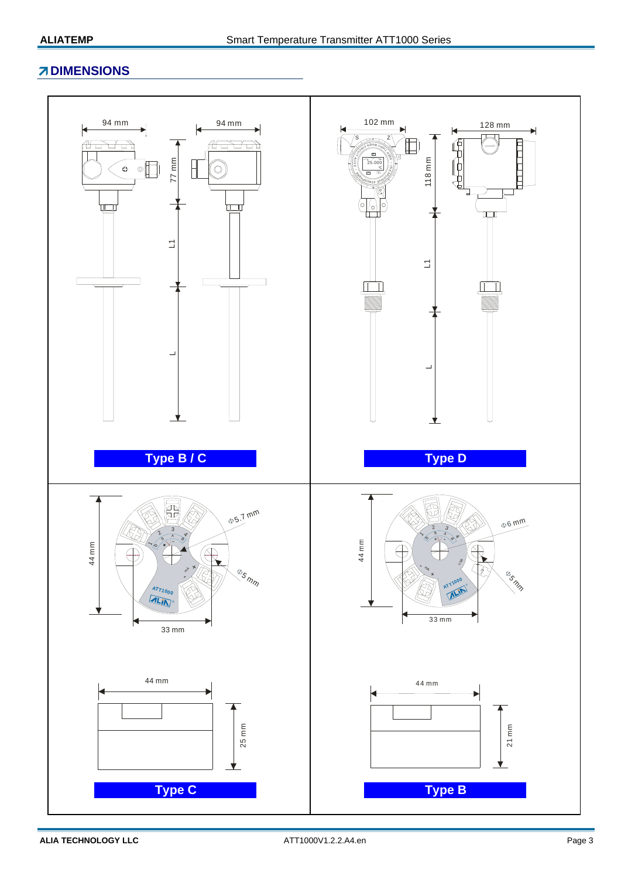## DIMENSIONS

94 mm

94 mm

77 mm

L1

L

**Type B / C**

102 mm

128 mm

118 mm

L1

L

**Type D**

44 mm

Φ5.7 mm

Φ5 mm

33 mm

44 mm

25 mm

**Type C**

44 mm

Φ6 mm

Φ5 mm

33 mm

44 mm

21 mm

**Type B**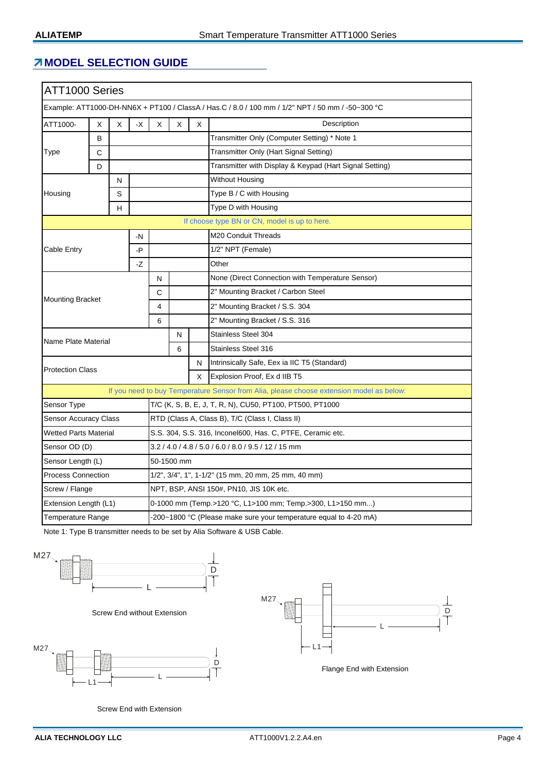## MODEL SELECTION GUIDE

| ATT1000 Series | | | | | | | |
|---|---|---|---|---|---|---|---|
| Example: ATT1000-DH-NN6X + PT100 / ClassA / Has.C / 8.0 / 100 mm / 1/2" NPT / 50 mm / -50~300 °C | | | | | | | |
| ATT1000- | X | X | -X | X | X | X | Description |
| Type | B | | | | | | Transmitter Only (Computer Setting) * Note 1 |
| | C | | | | | | Transmitter Only (Hart Signal Setting) |
| | D | | | | | | Transmitter with Display & Keypad (Hart Signal Setting) |
| Housing | | N | | | | | Without Housing |
| | | S | | | | | Type B / C with Housing |
| | | H | | | | | Type D with Housing |
| If choose type BN or CN, model is up to here. | | | | | | | |
| Cable Entry | | | -N | | | | M20 Conduit Threads |
| | | | -P | | | | 1/2" NPT (Female) |
| | | | -Z | | | | Other |
| Mounting Bracket | | | | N | | | None (Direct Connection with Temperature Sensor) |
| | | | | C | | | 2" Mounting Bracket / Carbon Steel |
| | | | | 4 | | | 2" Mounting Bracket / S.S. 304 |
| | | | | 6 | | | 2" Mounting Bracket / S.S. 316 |
| Name Plate Material | | | | | N | | Stainless Steel 304 |
| | | | | | 6 | | Stainless Steel 316 |
| Protection Class | | | | | | N | Intrinsically Safe, Eex ia IIC T5 (Standard) |
| | | | | | | X | Explosion Proof, Ex d IIB T5 |
| If you need to buy Temperature Sensor from Alia, please choose extension model as below: | | | | | | | |
| Sensor Type | | | | T/C (K, S, B, E, J, T, R, N), CU50, PT100, PT500, PT1000 | | | |
| Sensor Accuracy Class | | | | RTD (Class A, Class B), T/C (Class I, Class II) | | | |
| Wetted Parts Material | | | | S.S. 304, S.S. 316, Inconel600, Has. C, PTFE, Ceramic etc. | | | |
| Sensor OD (D) | | | | 3.2 / 4.0 / 4.8 / 5.0 / 6.0 / 8.0 / 9.5 / 12 / 15 mm | | | |
| Sensor Length (L) | | | | 50-1500 mm | | | |
| Process Connection | | | | 1/2", 3/4", 1", 1-1/2" (15 mm, 20 mm, 25 mm, 40 mm) | | | |
| Screw / Flange | | | | NPT, BSP, ANSI 150#, PN10, JIS 10K etc. | | | |
| Extension Length (L1) | | | | 0-1000 mm (Temp.>120 °C, L1>100 mm; Temp.>300, L1>150 mm...) | | | |
| Temperature Range | | | | -200~1800 °C (Please make sure your temperature equal to 4-20 mA) | | | |

Note 1: Type B transmitter needs to be set by Alia Software & USB Cable.

M27
D
L
Screw End without Extension

M27
D
L
L1
Flange End with Extension

M27
D
L
L1
Screw End with Extension